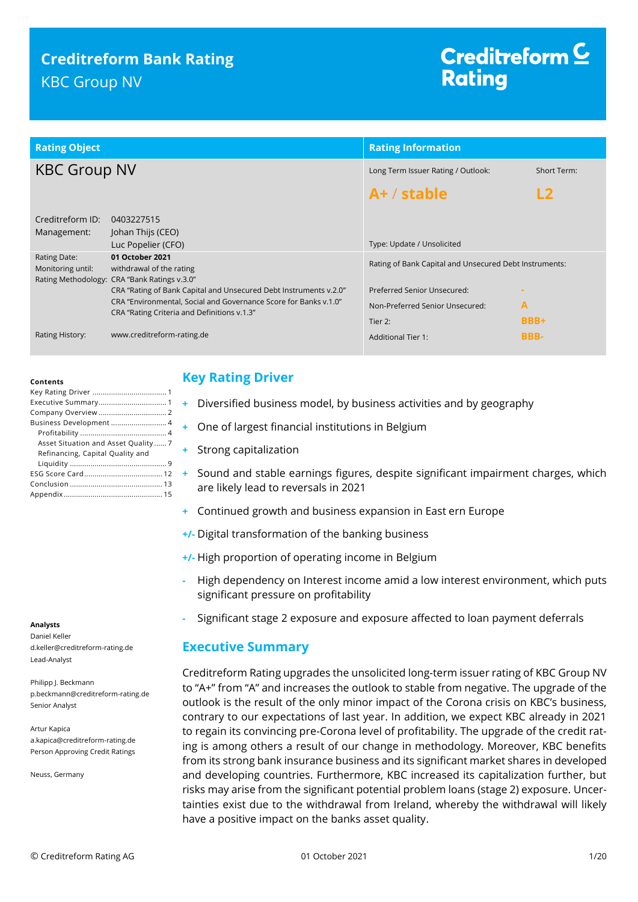# Creditreform Bank Rating

KBC Group NV

Creditreform Rating

| Rating Object | | Rating Information | |
|---|---|---|---|
| **KBC Group NV** | | Long Term Issuer Rating / Outlook: | Short Term: |
| | | **A+ / stable** | **L2** |
| Creditreform ID: | 0403227515 | | |
| Management: | Johan Thijs (CEO)<br>Luc Popelier (CFO) | Type: Update / Unsolicited | |
| Rating Date: | **01 October 2021** | Rating of Bank Capital and Unsecured Debt Instruments: | |
| Monitoring until: | withdrawal of the rating | | |
| Rating Methodology: | CRA "Bank Ratings v.3.0"<br>CRA "Rating of Bank Capital and Unsecured Debt Instruments v.2.0"<br>CRA "Environmental, Social and Governance Score for Banks v.1.0"<br>CRA "Rating Criteria and Definitions v.1.3" | Preferred Senior Unsecured: | - |
| | | Non-Preferred Senior Unsecured: | A |
| | | Tier 2: | BBB+ |
| Rating History: | www.creditreform-rating.de | Additional Tier 1: | BBB- |

**Contents**

- Key Rating Driver ... 1
- Executive Summary ... 1
- Company Overview ... 2
- Business Development ... 4
  - Profitability ... 4
  - Asset Situation and Asset Quality ... 7
  - Refinancing, Capital Quality and Liquidity ... 9
- ESG Score Card ... 12
- Conclusion ... 13
- Appendix ... 15

**Analysts**

Daniel Keller
d.keller@creditreform-rating.de
Lead-Analyst

Philipp J. Beckmann
p.beckmann@creditreform-rating.de
Senior Analyst

Artur Kapica
a.kapica@creditreform-rating.de
Person Approving Credit Ratings

Neuss, Germany

## Key Rating Driver

- **+** Diversified business model, by business activities and by geography
- **+** One of largest financial institutions in Belgium
- **+** Strong capitalization
- **+** Sound and stable earnings figures, despite significant impairment charges, which are likely lead to reversals in 2021
- **+** Continued growth and business expansion in East ern Europe
- **+/-** Digital transformation of the banking business
- **+/-** High proportion of operating income in Belgium
- **-** High dependency on Interest income amid a low interest environment, which puts significant pressure on profitability
- **-** Significant stage 2 exposure and exposure affected to loan payment deferrals

## Executive Summary

Creditreform Rating upgrades the unsolicited long-term issuer rating of KBC Group NV to "A+" from "A" and increases the outlook to stable from negative. The upgrade of the outlook is the result of the only minor impact of the Corona crisis on KBC's business, contrary to our expectations of last year. In addition, we expect KBC already in 2021 to regain its convincing pre-Corona level of profitability. The upgrade of the credit rating is among others a result of our change in methodology. Moreover, KBC benefits from its strong bank insurance business and its significant market shares in developed and developing countries. Furthermore, KBC increased its capitalization further, but risks may arise from the significant potential problem loans (stage 2) exposure. Uncertainties exist due to the withdrawal from Ireland, whereby the withdrawal will likely have a positive impact on the banks asset quality.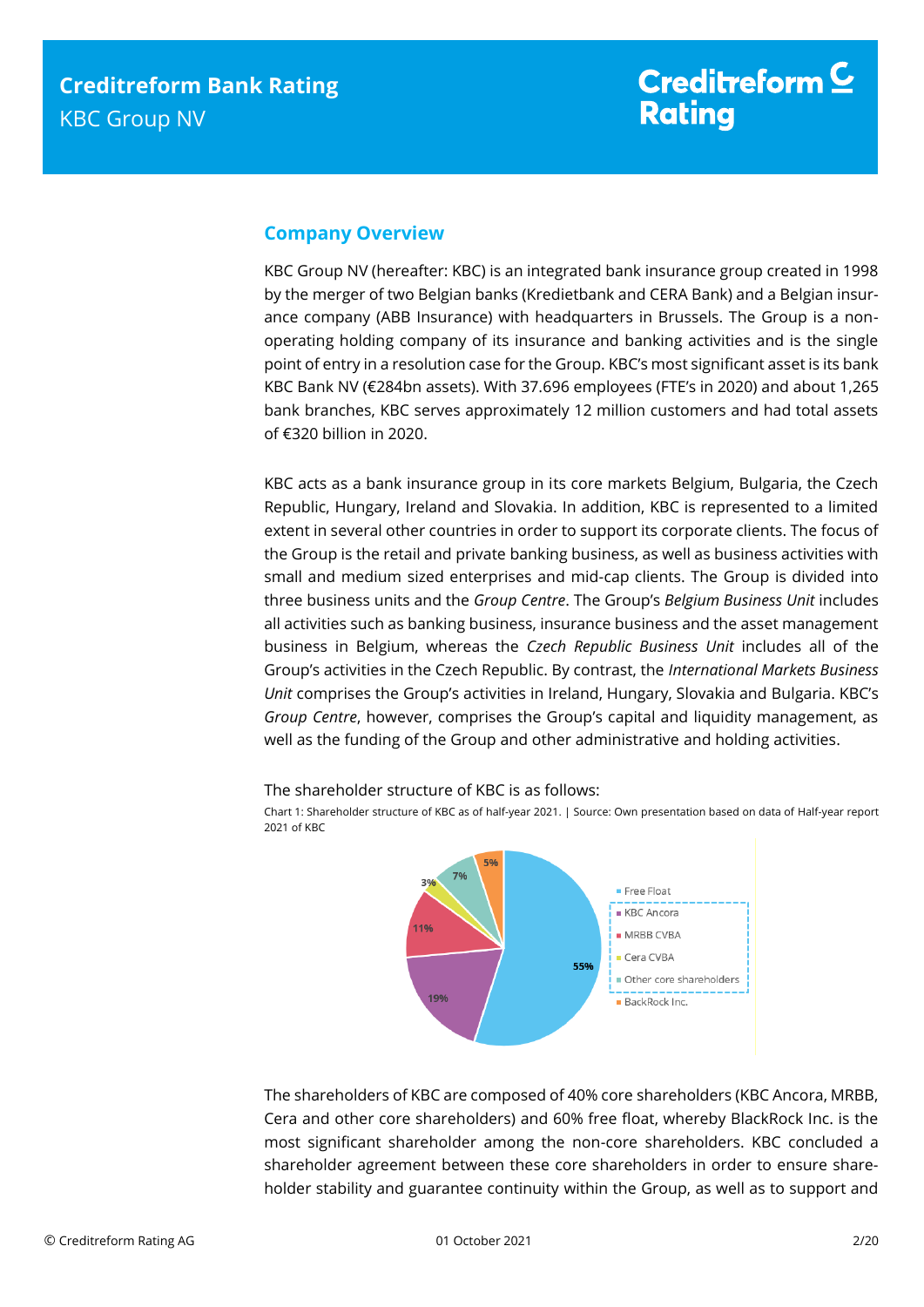## Company Overview

KBC Group NV (hereafter: KBC) is an integrated bank insurance group created in 1998 by the merger of two Belgian banks (Kredietbank and CERA Bank) and a Belgian insurance company (ABB Insurance) with headquarters in Brussels. The Group is a non-operating holding company of its insurance and banking activities and is the single point of entry in a resolution case for the Group. KBC's most significant asset is its bank KBC Bank NV (€284bn assets). With 37.696 employees (FTE's in 2020) and about 1,265 bank branches, KBC serves approximately 12 million customers and had total assets of €320 billion in 2020.

KBC acts as a bank insurance group in its core markets Belgium, Bulgaria, the Czech Republic, Hungary, Ireland and Slovakia. In addition, KBC is represented to a limited extent in several other countries in order to support its corporate clients. The focus of the Group is the retail and private banking business, as well as business activities with small and medium sized enterprises and mid-cap clients. The Group is divided into three business units and the *Group Centre*. The Group's *Belgium Business Unit* includes all activities such as banking business, insurance business and the asset management business in Belgium, whereas the *Czech Republic Business Unit* includes all of the Group's activities in the Czech Republic. By contrast, the *International Markets Business Unit* comprises the Group's activities in Ireland, Hungary, Slovakia and Bulgaria. KBC's *Group Centre*, however, comprises the Group's capital and liquidity management, as well as the funding of the Group and other administrative and holding activities.

The shareholder structure of KBC is as follows:

Chart 1: Shareholder structure of KBC as of half-year 2021. | Source: Own presentation based on data of Half-year report 2021 of KBC

| Shareholder | Share |
|---|---|
| Free Float | 55% |
| KBC Ancora | 19% |
| MRBB CVBA | 11% |
| Cera CVBA | 3% |
| Other core shareholders | 7% |
| BackRock Inc. | 5% |

The shareholders of KBC are composed of 40% core shareholders (KBC Ancora, MRBB, Cera and other core shareholders) and 60% free float, whereby BlackRock Inc. is the most significant shareholder among the non-core shareholders. KBC concluded a shareholder agreement between these core shareholders in order to ensure shareholder stability and guarantee continuity within the Group, as well as to support and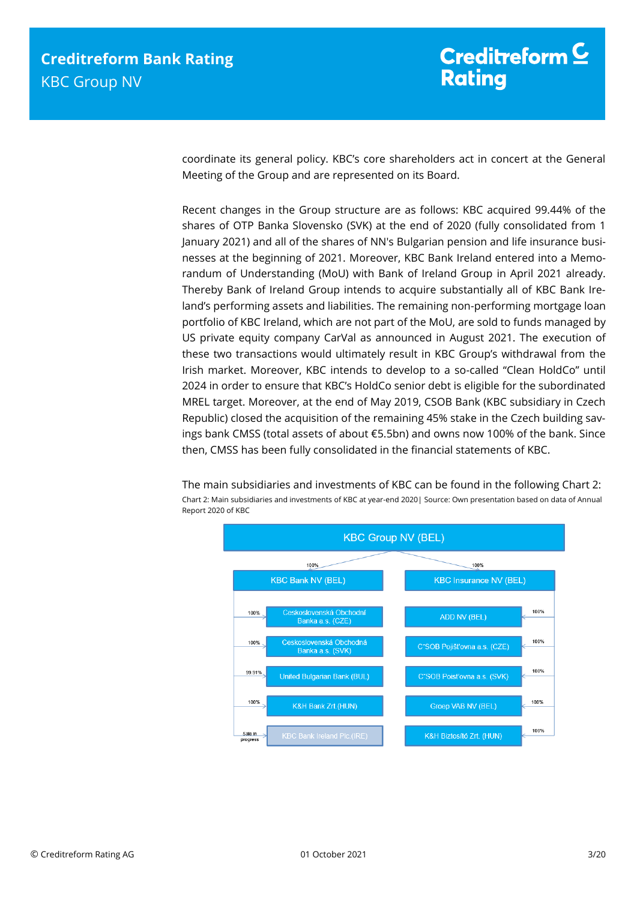coordinate its general policy. KBC's core shareholders act in concert at the General Meeting of the Group and are represented on its Board.

Recent changes in the Group structure are as follows: KBC acquired 99.44% of the shares of OTP Banka Slovensko (SVK) at the end of 2020 (fully consolidated from 1 January 2021) and all of the shares of NN's Bulgarian pension and life insurance businesses at the beginning of 2021. Moreover, KBC Bank Ireland entered into a Memorandum of Understanding (MoU) with Bank of Ireland Group in April 2021 already. Thereby Bank of Ireland Group intends to acquire substantially all of KBC Bank Ireland's performing assets and liabilities. The remaining non-performing mortgage loan portfolio of KBC Ireland, which are not part of the MoU, are sold to funds managed by US private equity company CarVal as announced in August 2021. The execution of these two transactions would ultimately result in KBC Group's withdrawal from the Irish market. Moreover, KBC intends to develop to a so-called "Clean HoldCo" until 2024 in order to ensure that KBC's HoldCo senior debt is eligible for the subordinated MREL target. Moreover, at the end of May 2019, CSOB Bank (KBC subsidiary in Czech Republic) closed the acquisition of the remaining 45% stake in the Czech building savings bank CMSS (total assets of about €5.5bn) and owns now 100% of the bank. Since then, CMSS has been fully consolidated in the financial statements of KBC.

The main subsidiaries and investments of KBC can be found in the following Chart 2:

Chart 2: Main subsidiaries and investments of KBC at year-end 2020| Source: Own presentation based on data of Annual Report 2020 of KBC

KBC Group NV (BEL)

- 100% KBC Bank NV (BEL)
  - 100% Ceskoslovenská Obchodní Banka a.s. (CZE)
  - 100% Ceskoslovenská Obchodná Banka a.s. (SVK)
  - 99.91% United Bulgarian Bank (BUL)
  - 100% K&H Bank Zrt.(HUN)
  - Sale in progress KBC Bank Ireland Plc.(IRE)
- 100% KBC Insurance NV (BEL)
  - 100% ADD NV (BEL)
  - 100% C˘SOB Pojišťovna a.s. (CZE)
  - 100% C˘SOB Poisťovna a.s. (SVK)
  - 100% Groep VAB NV (BEL)
  - 100% K&H Biztosító Zrt. (HUN)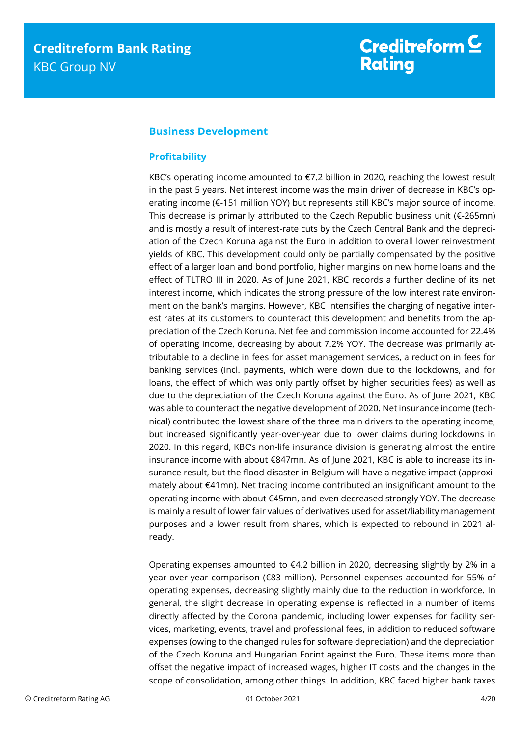## Business Development

### Profitability

KBC's operating income amounted to €7.2 billion in 2020, reaching the lowest result in the past 5 years. Net interest income was the main driver of decrease in KBC's operating income (€-151 million YOY) but represents still KBC's major source of income. This decrease is primarily attributed to the Czech Republic business unit (€-265mn) and is mostly a result of interest-rate cuts by the Czech Central Bank and the depreciation of the Czech Koruna against the Euro in addition to overall lower reinvestment yields of KBC. This development could only be partially compensated by the positive effect of a larger loan and bond portfolio, higher margins on new home loans and the effect of TLTRO III in 2020. As of June 2021, KBC records a further decline of its net interest income, which indicates the strong pressure of the low interest rate environment on the bank's margins. However, KBC intensifies the charging of negative interest rates at its customers to counteract this development and benefits from the appreciation of the Czech Koruna. Net fee and commission income accounted for 22.4% of operating income, decreasing by about 7.2% YOY. The decrease was primarily attributable to a decline in fees for asset management services, a reduction in fees for banking services (incl. payments, which were down due to the lockdowns, and for loans, the effect of which was only partly offset by higher securities fees) as well as due to the depreciation of the Czech Koruna against the Euro. As of June 2021, KBC was able to counteract the negative development of 2020. Net insurance income (technical) contributed the lowest share of the three main drivers to the operating income, but increased significantly year-over-year due to lower claims during lockdowns in 2020. In this regard, KBC's non-life insurance division is generating almost the entire insurance income with about €847mn. As of June 2021, KBC is able to increase its insurance result, but the flood disaster in Belgium will have a negative impact (approximately about €41mn). Net trading income contributed an insignificant amount to the operating income with about €45mn, and even decreased strongly YOY. The decrease is mainly a result of lower fair values of derivatives used for asset/liability management purposes and a lower result from shares, which is expected to rebound in 2021 already.

Operating expenses amounted to €4.2 billion in 2020, decreasing slightly by 2% in a year-over-year comparison (€83 million). Personnel expenses accounted for 55% of operating expenses, decreasing slightly mainly due to the reduction in workforce. In general, the slight decrease in operating expense is reflected in a number of items directly affected by the Corona pandemic, including lower expenses for facility services, marketing, events, travel and professional fees, in addition to reduced software expenses (owing to the changed rules for software depreciation) and the depreciation of the Czech Koruna and Hungarian Forint against the Euro. These items more than offset the negative impact of increased wages, higher IT costs and the changes in the scope of consolidation, among other things. In addition, KBC faced higher bank taxes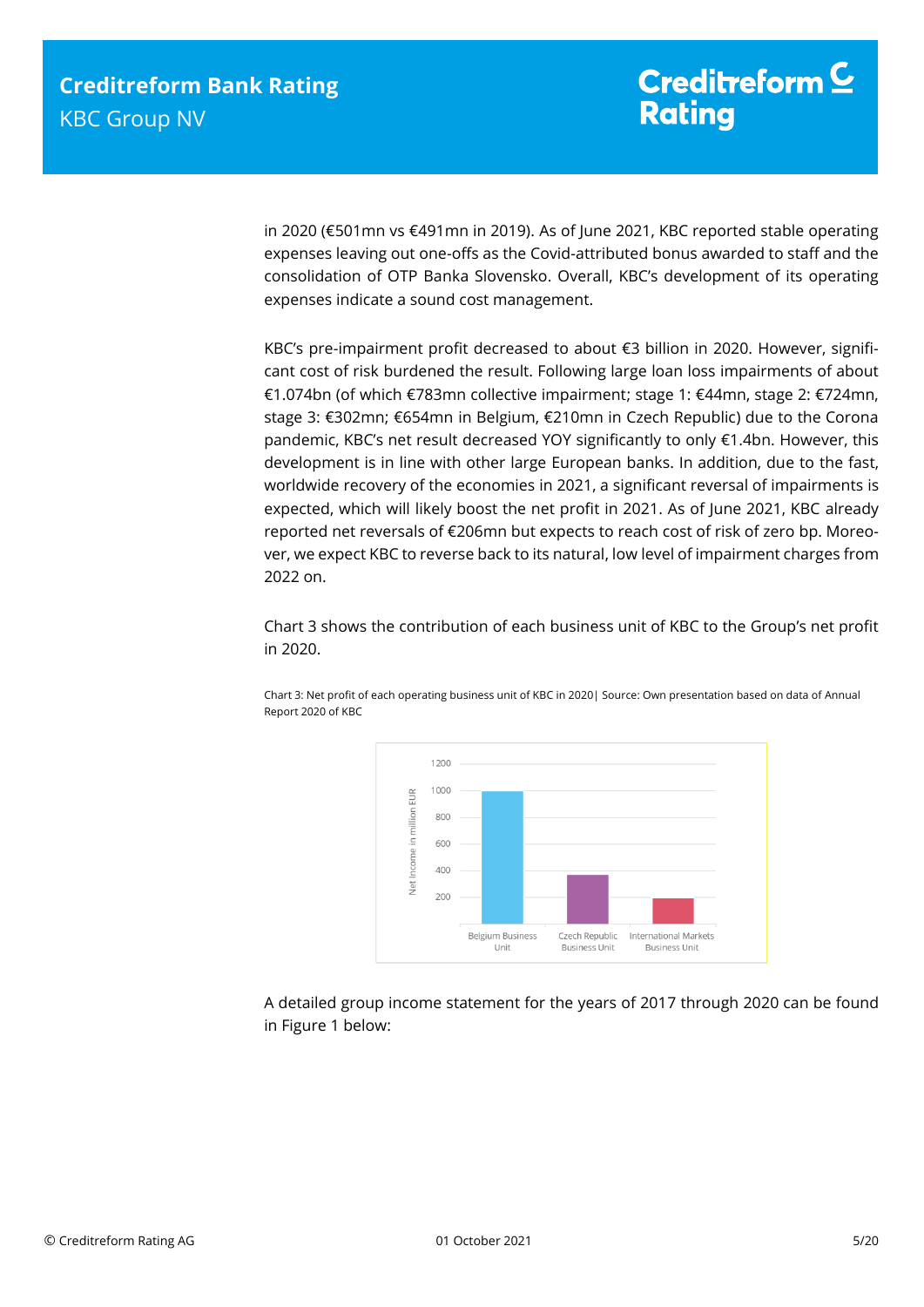in 2020 (€501mn vs €491mn in 2019). As of June 2021, KBC reported stable operating expenses leaving out one-offs as the Covid-attributed bonus awarded to staff and the consolidation of OTP Banka Slovensko. Overall, KBC's development of its operating expenses indicate a sound cost management.

KBC's pre-impairment profit decreased to about €3 billion in 2020. However, significant cost of risk burdened the result. Following large loan loss impairments of about €1.074bn (of which €783mn collective impairment; stage 1: €44mn, stage 2: €724mn, stage 3: €302mn; €654mn in Belgium, €210mn in Czech Republic) due to the Corona pandemic, KBC's net result decreased YOY significantly to only €1.4bn. However, this development is in line with other large European banks. In addition, due to the fast, worldwide recovery of the economies in 2021, a significant reversal of impairments is expected, which will likely boost the net profit in 2021. As of June 2021, KBC already reported net reversals of €206mn but expects to reach cost of risk of zero bp. Moreover, we expect KBC to reverse back to its natural, low level of impairment charges from 2022 on.

Chart 3 shows the contribution of each business unit of KBC to the Group's net profit in 2020.

Chart 3: Net profit of each operating business unit of KBC in 2020| Source: Own presentation based on data of Annual Report 2020 of KBC

A detailed group income statement for the years of 2017 through 2020 can be found in Figure 1 below: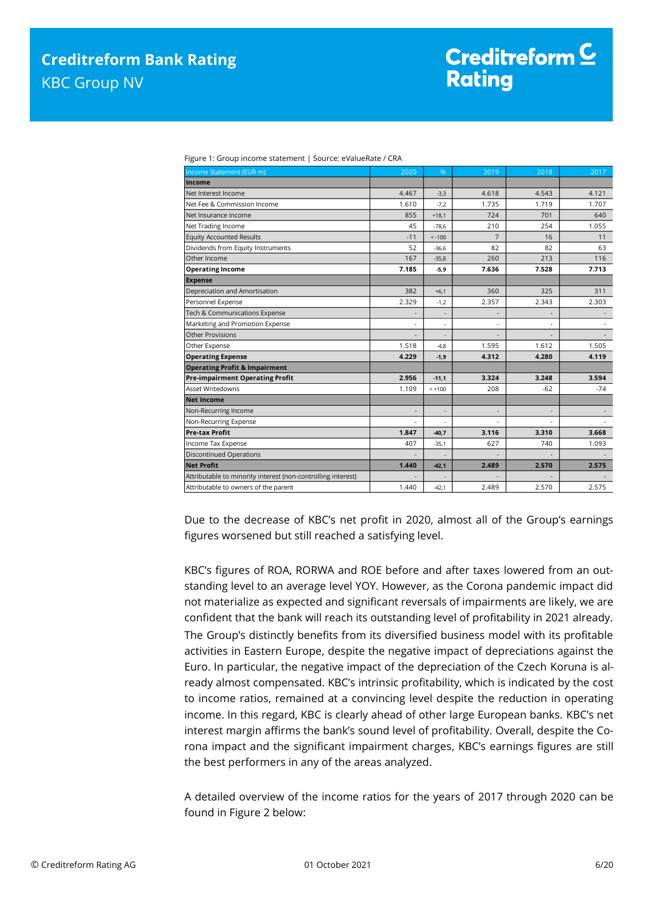Figure 1: Group income statement | Source: eValueRate / CRA

| Income Statement (EUR m) | 2020 | % | 2019 | 2018 | 2017 |
|---|---|---|---|---|---|
| **Income** | | | | | |
| Net Interest Income | 4.467 | -3,3 | 4.618 | 4.543 | 4.121 |
| Net Fee & Commission Income | 1.610 | -7,2 | 1.735 | 1.719 | 1.707 |
| Net Insurance Income | 855 | +18,1 | 724 | 701 | 640 |
| Net Trading Income | 45 | -78,6 | 210 | 254 | 1.055 |
| Equity Accounted Results | -11 | < -100 | 7 | 16 | 11 |
| Dividends from Equity Instruments | 52 | -36,6 | 82 | 82 | 63 |
| Other Income | 167 | -35,8 | 260 | 213 | 116 |
| **Operating Income** | **7.185** | **-5,9** | **7.636** | **7.528** | **7.713** |
| **Expense** | | | | | |
| Depreciation and Amortisation | 382 | +6,1 | 360 | 325 | 311 |
| Personnel Expense | 2.329 | -1,2 | 2.357 | 2.343 | 2.303 |
| Tech & Communications Expense | - | - | - | - | - |
| Marketing and Promotion Expense | - | - | - | - | - |
| Other Provisions | - | - | - | - | - |
| Other Expense | 1.518 | -4,8 | 1.595 | 1.612 | 1.505 |
| **Operating Expense** | **4.229** | **-1,9** | **4.312** | **4.280** | **4.119** |
| **Operating Profit & Impairment** | | | | | |
| **Pre-impairment Operating Profit** | **2.956** | **-11,1** | **3.324** | **3.248** | **3.594** |
| Asset Writedowns | 1.109 | > +100 | 208 | -62 | -74 |
| **Net Income** | | | | | |
| Non-Recurring Income | - | - | - | - | - |
| Non-Recurring Expense | - | - | - | - | - |
| **Pre-tax Profit** | **1.847** | **-40,7** | **3.116** | **3.310** | **3.668** |
| Income Tax Expense | 407 | -35,1 | 627 | 740 | 1.093 |
| Discontinued Operations | - | - | - | - | - |
| **Net Profit** | **1.440** | **-42,1** | **2.489** | **2.570** | **2.575** |
| Attributable to minority interest (non-controlling interest) | - | - | - | - | - |
| Attributable to owners of the parent | 1.440 | -42,1 | 2.489 | 2.570 | 2.575 |

Due to the decrease of KBC's net profit in 2020, almost all of the Group's earnings figures worsened but still reached a satisfying level.

KBC's figures of ROA, RORWA and ROE before and after taxes lowered from an outstanding level to an average level YOY. However, as the Corona pandemic impact did not materialize as expected and significant reversals of impairments are likely, we are confident that the bank will reach its outstanding level of profitability in 2021 already. The Group's distinctly benefits from its diversified business model with its profitable activities in Eastern Europe, despite the negative impact of depreciations against the Euro. In particular, the negative impact of the depreciation of the Czech Koruna is already almost compensated. KBC's intrinsic profitability, which is indicated by the cost to income ratios, remained at a convincing level despite the reduction in operating income. In this regard, KBC is clearly ahead of other large European banks. KBC's net interest margin affirms the bank's sound level of profitability. Overall, despite the Corona impact and the significant impairment charges, KBC's earnings figures are still the best performers in any of the areas analyzed.

A detailed overview of the income ratios for the years of 2017 through 2020 can be found in Figure 2 below: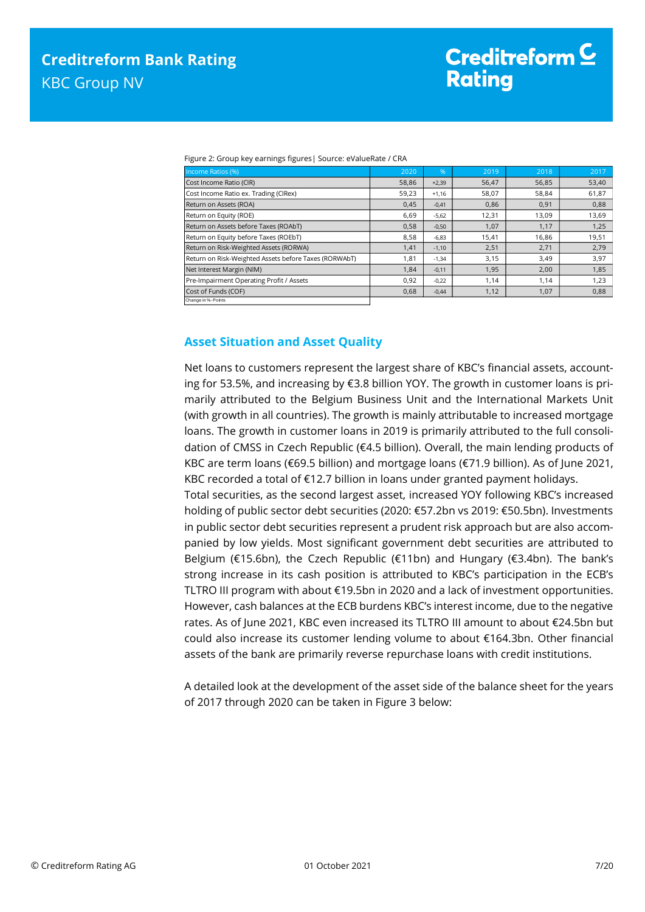Figure 2: Group key earnings figures | Source: eValueRate / CRA

| Income Ratios (%) | 2020 | % | 2019 | 2018 | 2017 |
|---|---|---|---|---|---|
| Cost Income Ratio (CIR) | 58,86 | +2,39 | 56,47 | 56,85 | 53,40 |
| Cost Income Ratio ex. Trading (CIRex) | 59,23 | +1,16 | 58,07 | 58,84 | 61,87 |
| Return on Assets (ROA) | 0,45 | -0,41 | 0,86 | 0,91 | 0,88 |
| Return on Equity (ROE) | 6,69 | -5,62 | 12,31 | 13,09 | 13,69 |
| Return on Assets before Taxes (ROAbT) | 0,58 | -0,50 | 1,07 | 1,17 | 1,25 |
| Return on Equity before Taxes (ROEbT) | 8,58 | -6,83 | 15,41 | 16,86 | 19,51 |
| Return on Risk-Weighted Assets (RORWA) | 1,41 | -1,10 | 2,51 | 2,71 | 2,79 |
| Return on Risk-Weighted Assets before Taxes (RORWAbT) | 1,81 | -1,34 | 3,15 | 3,49 | 3,97 |
| Net Interest Margin (NIM) | 1,84 | -0,11 | 1,95 | 2,00 | 1,85 |
| Pre-Impairment Operating Profit / Assets | 0,92 | -0,22 | 1,14 | 1,14 | 1,23 |
| Cost of Funds (COF) | 0,68 | -0,44 | 1,12 | 1,07 | 0,88 |

Change in %- Points

## Asset Situation and Asset Quality

Net loans to customers represent the largest share of KBC's financial assets, accounting for 53.5%, and increasing by €3.8 billion YOY. The growth in customer loans is primarily attributed to the Belgium Business Unit and the International Markets Unit (with growth in all countries). The growth is mainly attributable to increased mortgage loans. The growth in customer loans in 2019 is primarily attributed to the full consolidation of CMSS in Czech Republic (€4.5 billion). Overall, the main lending products of KBC are term loans (€69.5 billion) and mortgage loans (€71.9 billion). As of June 2021, KBC recorded a total of €12.7 billion in loans under granted payment holidays.

Total securities, as the second largest asset, increased YOY following KBC's increased holding of public sector debt securities (2020: €57.2bn vs 2019: €50.5bn). Investments in public sector debt securities represent a prudent risk approach but are also accompanied by low yields. Most significant government debt securities are attributed to Belgium (€15.6bn), the Czech Republic (€11bn) and Hungary (€3.4bn). The bank's strong increase in its cash position is attributed to KBC's participation in the ECB's TLTRO III program with about €19.5bn in 2020 and a lack of investment opportunities. However, cash balances at the ECB burdens KBC's interest income, due to the negative rates. As of June 2021, KBC even increased its TLTRO III amount to about €24.5bn but could also increase its customer lending volume to about €164.3bn. Other financial assets of the bank are primarily reverse repurchase loans with credit institutions.

A detailed look at the development of the asset side of the balance sheet for the years of 2017 through 2020 can be taken in Figure 3 below: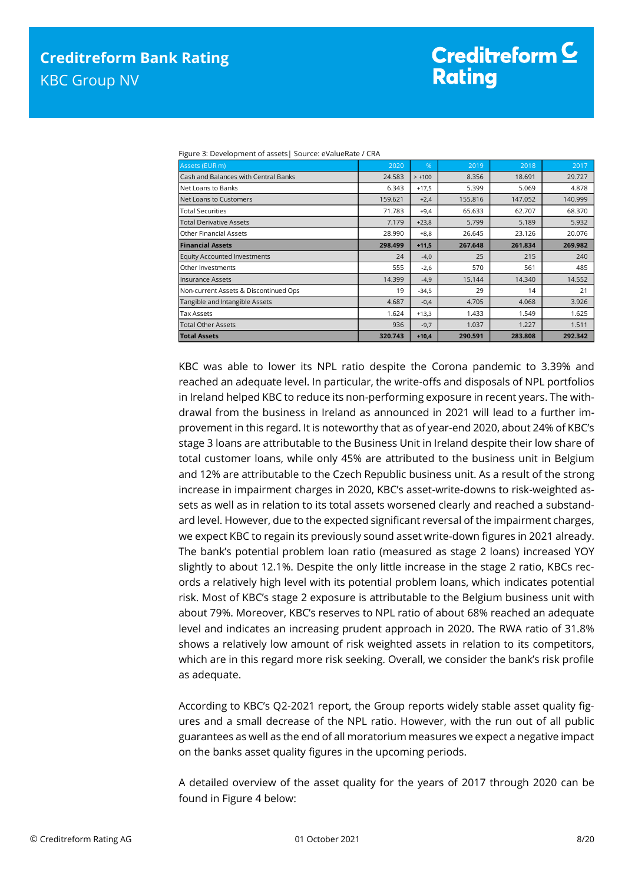Figure 3: Development of assets| Source: eValueRate / CRA

| Assets (EUR m) | 2020 | % | 2019 | 2018 | 2017 |
|---|---|---|---|---|---|
| Cash and Balances with Central Banks | 24.583 | > +100 | 8.356 | 18.691 | 29.727 |
| Net Loans to Banks | 6.343 | +17,5 | 5.399 | 5.069 | 4.878 |
| Net Loans to Customers | 159.621 | +2,4 | 155.816 | 147.052 | 140.999 |
| Total Securities | 71.783 | +9,4 | 65.633 | 62.707 | 68.370 |
| Total Derivative Assets | 7.179 | +23,8 | 5.799 | 5.189 | 5.932 |
| Other Financial Assets | 28.990 | +8,8 | 26.645 | 23.126 | 20.076 |
| **Financial Assets** | **298.499** | **+11,5** | **267.648** | **261.834** | **269.982** |
| Equity Accounted Investments | 24 | -4,0 | 25 | 215 | 240 |
| Other Investments | 555 | -2,6 | 570 | 561 | 485 |
| Insurance Assets | 14.399 | -4,9 | 15.144 | 14.340 | 14.552 |
| Non-current Assets & Discontinued Ops | 19 | -34,5 | 29 | 14 | 21 |
| Tangible and Intangible Assets | 4.687 | -0,4 | 4.705 | 4.068 | 3.926 |
| Tax Assets | 1.624 | +13,3 | 1.433 | 1.549 | 1.625 |
| Total Other Assets | 936 | -9,7 | 1.037 | 1.227 | 1.511 |
| **Total Assets** | **320.743** | **+10,4** | **290.591** | **283.808** | **292.342** |

KBC was able to lower its NPL ratio despite the Corona pandemic to 3.39% and reached an adequate level. In particular, the write-offs and disposals of NPL portfolios in Ireland helped KBC to reduce its non-performing exposure in recent years. The withdrawal from the business in Ireland as announced in 2021 will lead to a further improvement in this regard. It is noteworthy that as of year-end 2020, about 24% of KBC's stage 3 loans are attributable to the Business Unit in Ireland despite their low share of total customer loans, while only 45% are attributed to the business unit in Belgium and 12% are attributable to the Czech Republic business unit. As a result of the strong increase in impairment charges in 2020, KBC's asset-write-downs to risk-weighted assets as well as in relation to its total assets worsened clearly and reached a substandard level. However, due to the expected significant reversal of the impairment charges, we expect KBC to regain its previously sound asset write-down figures in 2021 already. The bank's potential problem loan ratio (measured as stage 2 loans) increased YOY slightly to about 12.1%. Despite the only little increase in the stage 2 ratio, KBCs records a relatively high level with its potential problem loans, which indicates potential risk. Most of KBC's stage 2 exposure is attributable to the Belgium business unit with about 79%. Moreover, KBC's reserves to NPL ratio of about 68% reached an adequate level and indicates an increasing prudent approach in 2020. The RWA ratio of 31.8% shows a relatively low amount of risk weighted assets in relation to its competitors, which are in this regard more risk seeking. Overall, we consider the bank's risk profile as adequate.

According to KBC's Q2-2021 report, the Group reports widely stable asset quality figures and a small decrease of the NPL ratio. However, with the run out of all public guarantees as well as the end of all moratorium measures we expect a negative impact on the banks asset quality figures in the upcoming periods.

A detailed overview of the asset quality for the years of 2017 through 2020 can be found in Figure 4 below: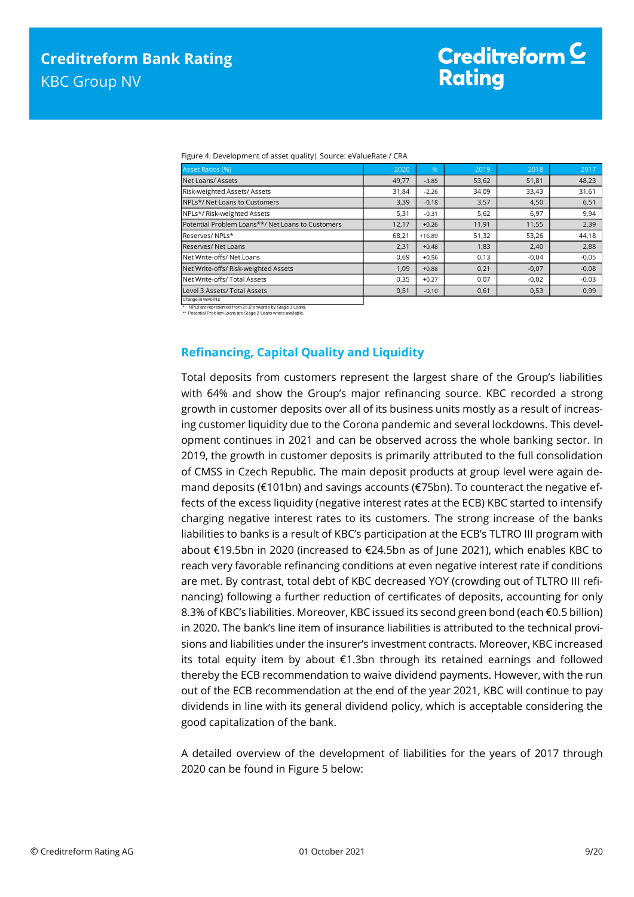Figure 4: Development of asset quality| Source: eValueRate / CRA

| Asset Ratios (%) | 2020 | % | 2019 | 2018 | 2017 |
|---|---|---|---|---|---|
| Net Loans/ Assets | 49,77 | -3,85 | 53,62 | 51,81 | 48,23 |
| Risk-weighted Assets/ Assets | 31,84 | -2,26 | 34,09 | 33,43 | 31,61 |
| NPLs*/ Net Loans to Customers | 3,39 | -0,18 | 3,57 | 4,50 | 6,51 |
| NPLs*/ Risk-weighted Assets | 5,31 | -0,31 | 5,62 | 6,97 | 9,94 |
| Potential Problem Loans**/ Net Loans to Customers | 12,17 | +0,26 | 11,91 | 11,55 | 2,39 |
| Reserves/ NPLs* | 68,21 | +16,89 | 51,32 | 53,26 | 44,18 |
| Reserves/ Net Loans | 2,31 | +0,48 | 1,83 | 2,40 | 2,88 |
| Net Write-offs/ Net Loans | 0,69 | +0,56 | 0,13 | -0,04 | -0,05 |
| Net Write-offs/ Risk-weighted Assets | 1,09 | +0,88 | 0,21 | -0,07 | -0,08 |
| Net Write-offs/ Total Assets | 0,35 | +0,27 | 0,07 | -0,02 | -0,03 |
| Level 3 Assets/ Total Assets | 0,51 | -0,10 | 0,61 | 0,53 | 0,99 |
| Change in %Points | | | | | |

\* NPLs are represented from 2017 onwards by Stage 3 Loans.
\*\* Potential Problem Loans are Stage 2 Loans where available.

## Refinancing, Capital Quality and Liquidity

Total deposits from customers represent the largest share of the Group's liabilities with 64% and show the Group's major refinancing source. KBC recorded a strong growth in customer deposits over all of its business units mostly as a result of increasing customer liquidity due to the Corona pandemic and several lockdowns. This development continues in 2021 and can be observed across the whole banking sector. In 2019, the growth in customer deposits is primarily attributed to the full consolidation of CMSS in Czech Republic. The main deposit products at group level were again demand deposits (€101bn) and savings accounts (€75bn). To counteract the negative effects of the excess liquidity (negative interest rates at the ECB) KBC started to intensify charging negative interest rates to its customers. The strong increase of the banks liabilities to banks is a result of KBC's participation at the ECB's TLTRO III program with about €19.5bn in 2020 (increased to €24.5bn as of June 2021), which enables KBC to reach very favorable refinancing conditions at even negative interest rate if conditions are met. By contrast, total debt of KBC decreased YOY (crowding out of TLTRO III refinancing) following a further reduction of certificates of deposits, accounting for only 8.3% of KBC's liabilities. Moreover, KBC issued its second green bond (each €0.5 billion) in 2020. The bank's line item of insurance liabilities is attributed to the technical provisions and liabilities under the insurer's investment contracts. Moreover, KBC increased its total equity item by about €1.3bn through its retained earnings and followed thereby the ECB recommendation to waive dividend payments. However, with the run out of the ECB recommendation at the end of the year 2021, KBC will continue to pay dividends in line with its general dividend policy, which is acceptable considering the good capitalization of the bank.

A detailed overview of the development of liabilities for the years of 2017 through 2020 can be found in Figure 5 below: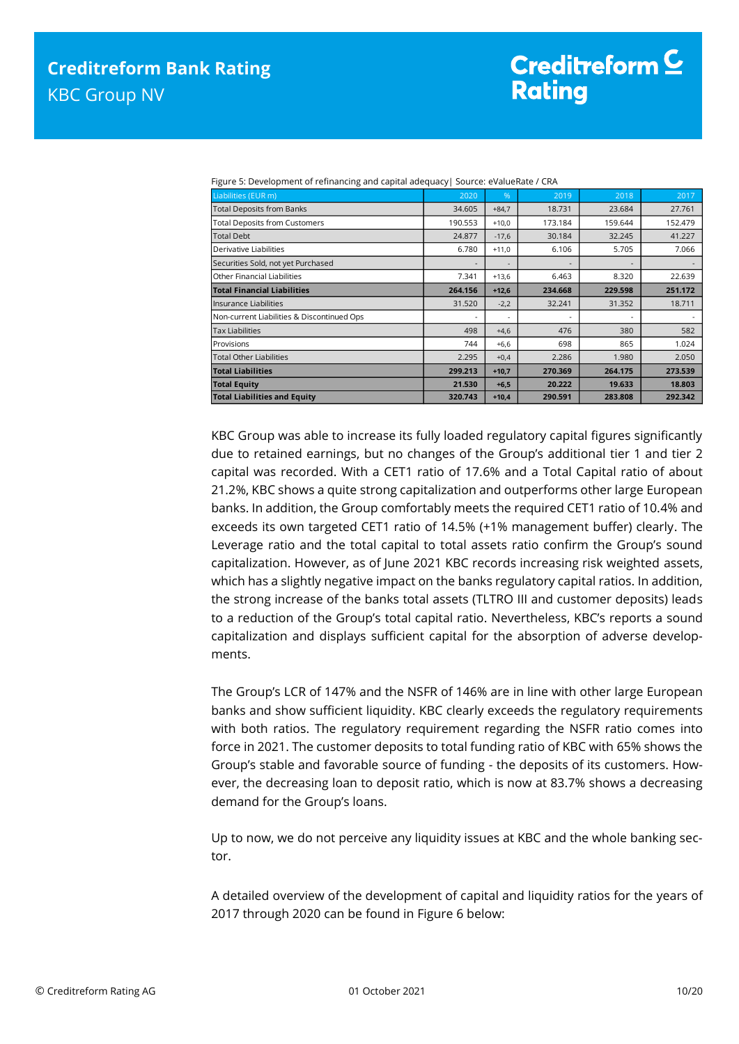Figure 5: Development of refinancing and capital adequacy| Source: eValueRate / CRA

| Liabilities (EUR m) | 2020 | % | 2019 | 2018 | 2017 |
|---|---|---|---|---|---|
| Total Deposits from Banks | 34.605 | +84,7 | 18.731 | 23.684 | 27.761 |
| Total Deposits from Customers | 190.553 | +10,0 | 173.184 | 159.644 | 152.479 |
| Total Debt | 24.877 | -17,6 | 30.184 | 32.245 | 41.227 |
| Derivative Liabilities | 6.780 | +11,0 | 6.106 | 5.705 | 7.066 |
| Securities Sold, not yet Purchased | - | - | - | - | - |
| Other Financial Liabilities | 7.341 | +13,6 | 6.463 | 8.320 | 22.639 |
| **Total Financial Liabilities** | **264.156** | **+12,6** | **234.668** | **229.598** | **251.172** |
| Insurance Liabilities | 31.520 | -2,2 | 32.241 | 31.352 | 18.711 |
| Non-current Liabilities & Discontinued Ops | - | - | - | - | - |
| Tax Liabilities | 498 | +4,6 | 476 | 380 | 582 |
| Provisions | 744 | +6,6 | 698 | 865 | 1.024 |
| Total Other Liabilities | 2.295 | +0,4 | 2.286 | 1.980 | 2.050 |
| **Total Liabilities** | **299.213** | **+10,7** | **270.369** | **264.175** | **273.539** |
| **Total Equity** | **21.530** | **+6,5** | **20.222** | **19.633** | **18.803** |
| **Total Liabilities and Equity** | **320.743** | **+10,4** | **290.591** | **283.808** | **292.342** |

KBC Group was able to increase its fully loaded regulatory capital figures significantly due to retained earnings, but no changes of the Group's additional tier 1 and tier 2 capital was recorded. With a CET1 ratio of 17.6% and a Total Capital ratio of about 21.2%, KBC shows a quite strong capitalization and outperforms other large European banks. In addition, the Group comfortably meets the required CET1 ratio of 10.4% and exceeds its own targeted CET1 ratio of 14.5% (+1% management buffer) clearly. The Leverage ratio and the total capital to total assets ratio confirm the Group's sound capitalization. However, as of June 2021 KBC records increasing risk weighted assets, which has a slightly negative impact on the banks regulatory capital ratios. In addition, the strong increase of the banks total assets (TLTRO III and customer deposits) leads to a reduction of the Group's total capital ratio. Nevertheless, KBC's reports a sound capitalization and displays sufficient capital for the absorption of adverse developments.

The Group's LCR of 147% and the NSFR of 146% are in line with other large European banks and show sufficient liquidity. KBC clearly exceeds the regulatory requirements with both ratios. The regulatory requirement regarding the NSFR ratio comes into force in 2021. The customer deposits to total funding ratio of KBC with 65% shows the Group's stable and favorable source of funding - the deposits of its customers. However, the decreasing loan to deposit ratio, which is now at 83.7% shows a decreasing demand for the Group's loans.

Up to now, we do not perceive any liquidity issues at KBC and the whole banking sector.

A detailed overview of the development of capital and liquidity ratios for the years of 2017 through 2020 can be found in Figure 6 below: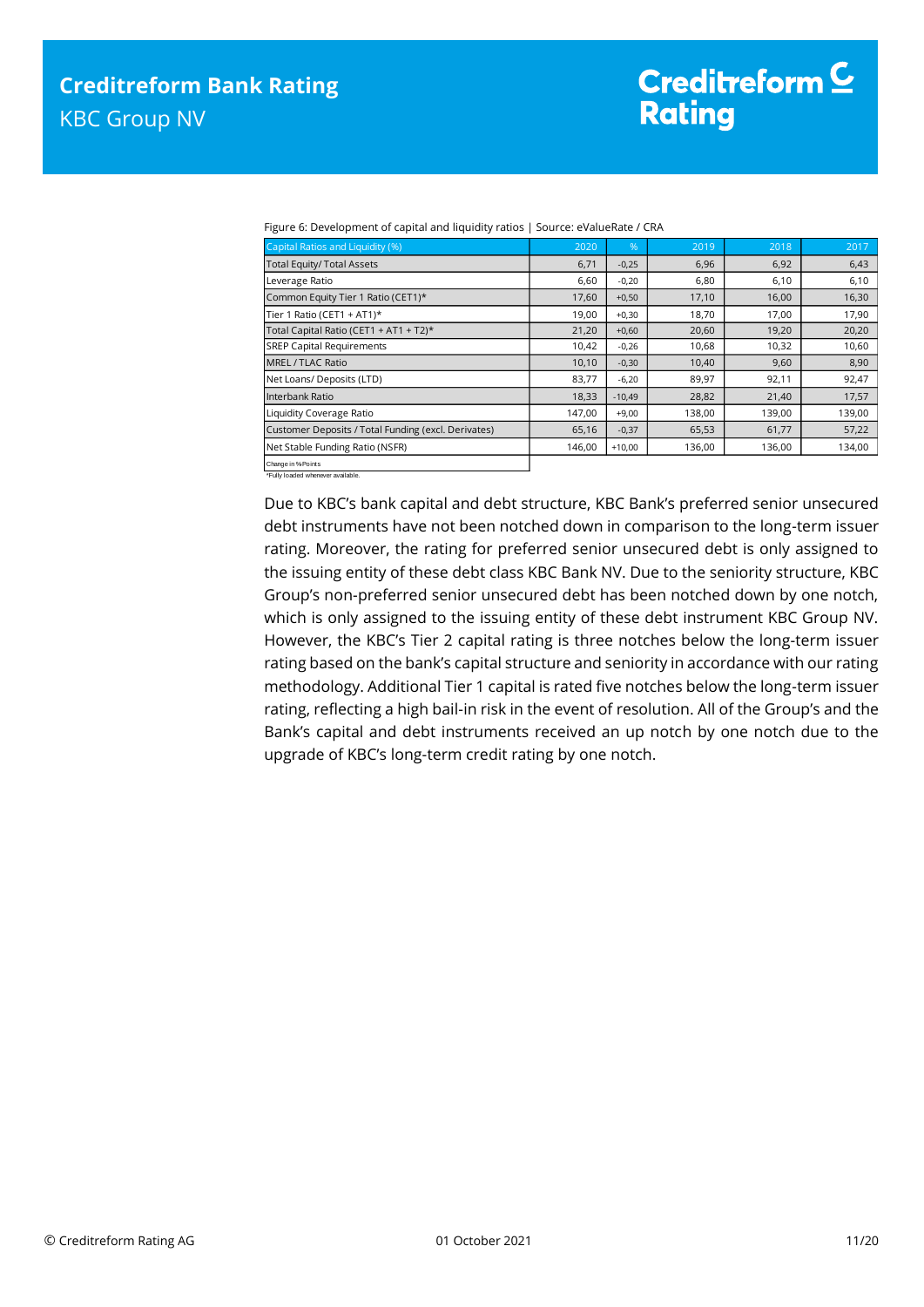Figure 6: Development of capital and liquidity ratios | Source: eValueRate / CRA

| Capital Ratios and Liquidity (%) | 2020 | % | 2019 | 2018 | 2017 |
|---|---|---|---|---|---|
| Total Equity/ Total Assets | 6,71 | -0,25 | 6,96 | 6,92 | 6,43 |
| Leverage Ratio | 6,60 | -0,20 | 6,80 | 6,10 | 6,10 |
| Common Equity Tier 1 Ratio (CET1)* | 17,60 | +0,50 | 17,10 | 16,00 | 16,30 |
| Tier 1 Ratio (CET1 + AT1)* | 19,00 | +0,30 | 18,70 | 17,00 | 17,90 |
| Total Capital Ratio (CET1 + AT1 + T2)* | 21,20 | +0,60 | 20,60 | 19,20 | 20,20 |
| SREP Capital Requirements | 10,42 | -0,26 | 10,68 | 10,32 | 10,60 |
| MREL / TLAC Ratio | 10,10 | -0,30 | 10,40 | 9,60 | 8,90 |
| Net Loans/ Deposits (LTD) | 83,77 | -6,20 | 89,97 | 92,11 | 92,47 |
| Interbank Ratio | 18,33 | -10,49 | 28,82 | 21,40 | 17,57 |
| Liquidity Coverage Ratio | 147,00 | +9,00 | 138,00 | 139,00 | 139,00 |
| Customer Deposits / Total Funding (excl. Derivates) | 65,16 | -0,37 | 65,53 | 61,77 | 57,22 |
| Net Stable Funding Ratio (NSFR) | 146,00 | +10,00 | 136,00 | 136,00 | 134,00 |

Change in %Points

*Fully loaded whenever available.

Due to KBC's bank capital and debt structure, KBC Bank's preferred senior unsecured debt instruments have not been notched down in comparison to the long-term issuer rating. Moreover, the rating for preferred senior unsecured debt is only assigned to the issuing entity of these debt class KBC Bank NV. Due to the seniority structure, KBC Group's non-preferred senior unsecured debt has been notched down by one notch, which is only assigned to the issuing entity of these debt instrument KBC Group NV. However, the KBC's Tier 2 capital rating is three notches below the long-term issuer rating based on the bank's capital structure and seniority in accordance with our rating methodology. Additional Tier 1 capital is rated five notches below the long-term issuer rating, reflecting a high bail-in risk in the event of resolution. All of the Group's and the Bank's capital and debt instruments received an up notch by one notch due to the upgrade of KBC's long-term credit rating by one notch.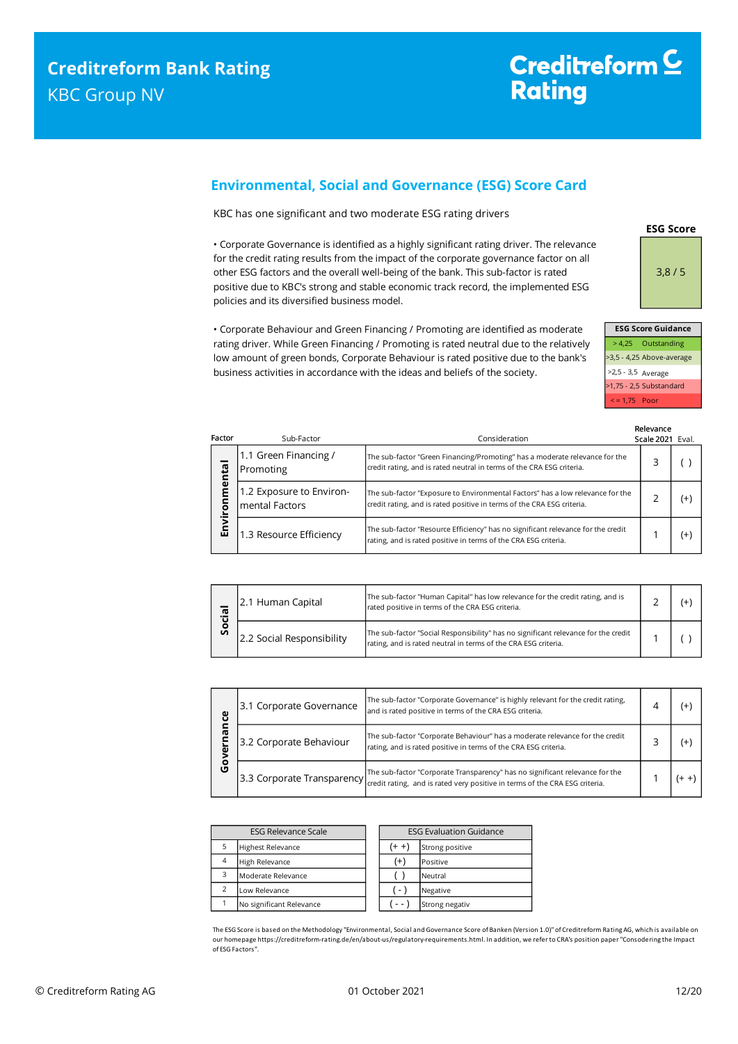## Environmental, Social and Governance (ESG) Score Card

KBC has one significant and two moderate ESG rating drivers

- Corporate Governance is identified as a highly significant rating driver. The relevance for the credit rating results from the impact of the corporate governance factor on all other ESG factors and the overall well-being of the bank. This sub-factor is rated positive due to KBC's strong and stable economic track record, the implemented ESG policies and its diversified business model.

- Corporate Behaviour and Green Financing / Promoting are identified as moderate rating driver. While Green Financing / Promoting is rated neutral due to the relatively low amount of green bonds, Corporate Behaviour is rated positive due to the bank's business activities in accordance with the ideas and beliefs of the society.

**ESG Score**

3,8 / 5

| ESG Score Guidance | |
|---|---|
| > 4,25 | Outstanding |
| >3,5 - 4,25 | Above-average |
| >2,5 - 3,5 | Average |
| >1,75 - 2,5 | Substandard |
| < = 1,75 | Poor |

| Factor | Sub-Factor | Consideration | Relevance Scale 2021 | Eval. |
|---|---|---|---|---|
| Environmental | 1.1 Green Financing / Promoting | The sub-factor "Green Financing/Promoting" has a moderate relevance for the credit rating, and is rated neutral in terms of the CRA ESG criteria. | 3 | ( ) |
| | 1.2 Exposure to Environmental Factors | The sub-factor "Exposure to Environmental Factors" has a low relevance for the credit rating, and is rated positive in terms of the CRA ESG criteria. | 2 | (+) |
| | 1.3 Resource Efficiency | The sub-factor "Resource Efficiency" has no significant relevance for the credit rating, and is rated positive in terms of the CRA ESG criteria. | 1 | (+) |
| Social | 2.1 Human Capital | The sub-factor "Human Capital" has low relevance for the credit rating, and is rated positive in terms of the CRA ESG criteria. | 2 | (+) |
| | 2.2 Social Responsibility | The sub-factor "Social Responsibility" has no significant relevance for the credit rating, and is rated neutral in terms of the CRA ESG criteria. | 1 | ( ) |
| Governance | 3.1 Corporate Governance | The sub-factor "Corporate Governance" is highly relevant for the credit rating, and is rated positive in terms of the CRA ESG criteria. | 4 | (+) |
| | 3.2 Corporate Behaviour | The sub-factor "Corporate Behaviour" has a moderate relevance for the credit rating, and is rated positive in terms of the CRA ESG criteria. | 3 | (+) |
| | 3.3 Corporate Transparency | The sub-factor "Corporate Transparency" has no significant relevance for the credit rating, and is rated very positive in terms of the CRA ESG criteria. | 1 | (+ +) |

| ESG Relevance Scale | |
|---|---|
| 5 | Highest Relevance |
| 4 | High Relevance |
| 3 | Moderate Relevance |
| 2 | Low Relevance |
| 1 | No significant Relevance |

| ESG Evaluation Guidance | |
|---|---|
| (+ +) | Strong positive |
| (+) | Positive |
| ( ) | Neutral |
| ( - ) | Negative |
| ( - - ) | Strong negativ |

The ESG Score is based on the Methodology "Environmental, Social and Governance Score of Banken (Version 1.0)" of Creditreform Rating AG, which is available on our homepage https://creditreform-rating.de/en/about-us/regulatory-requirements.html. In addition, we refer to CRA's position paper "Consodering the Impact of ESG Factors".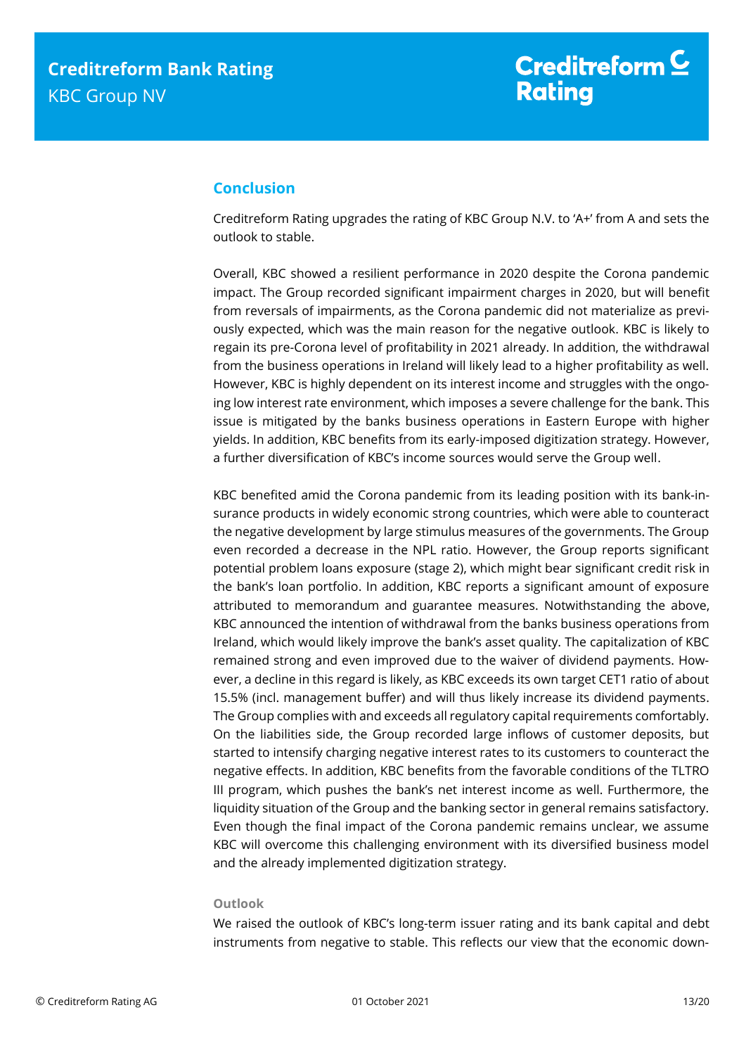## Conclusion

Creditreform Rating upgrades the rating of KBC Group N.V. to 'A+' from A and sets the outlook to stable.

Overall, KBC showed a resilient performance in 2020 despite the Corona pandemic impact. The Group recorded significant impairment charges in 2020, but will benefit from reversals of impairments, as the Corona pandemic did not materialize as previously expected, which was the main reason for the negative outlook. KBC is likely to regain its pre-Corona level of profitability in 2021 already. In addition, the withdrawal from the business operations in Ireland will likely lead to a higher profitability as well. However, KBC is highly dependent on its interest income and struggles with the ongoing low interest rate environment, which imposes a severe challenge for the bank. This issue is mitigated by the banks business operations in Eastern Europe with higher yields. In addition, KBC benefits from its early-imposed digitization strategy. However, a further diversification of KBC's income sources would serve the Group well.

KBC benefited amid the Corona pandemic from its leading position with its bank-insurance products in widely economic strong countries, which were able to counteract the negative development by large stimulus measures of the governments. The Group even recorded a decrease in the NPL ratio. However, the Group reports significant potential problem loans exposure (stage 2), which might bear significant credit risk in the bank's loan portfolio. In addition, KBC reports a significant amount of exposure attributed to memorandum and guarantee measures. Notwithstanding the above, KBC announced the intention of withdrawal from the banks business operations from Ireland, which would likely improve the bank's asset quality. The capitalization of KBC remained strong and even improved due to the waiver of dividend payments. However, a decline in this regard is likely, as KBC exceeds its own target CET1 ratio of about 15.5% (incl. management buffer) and will thus likely increase its dividend payments. The Group complies with and exceeds all regulatory capital requirements comfortably. On the liabilities side, the Group recorded large inflows of customer deposits, but started to intensify charging negative interest rates to its customers to counteract the negative effects. In addition, KBC benefits from the favorable conditions of the TLTRO III program, which pushes the bank's net interest income as well. Furthermore, the liquidity situation of the Group and the banking sector in general remains satisfactory. Even though the final impact of the Corona pandemic remains unclear, we assume KBC will overcome this challenging environment with its diversified business model and the already implemented digitization strategy.

#### Outlook

We raised the outlook of KBC's long-term issuer rating and its bank capital and debt instruments from negative to stable. This reflects our view that the economic down-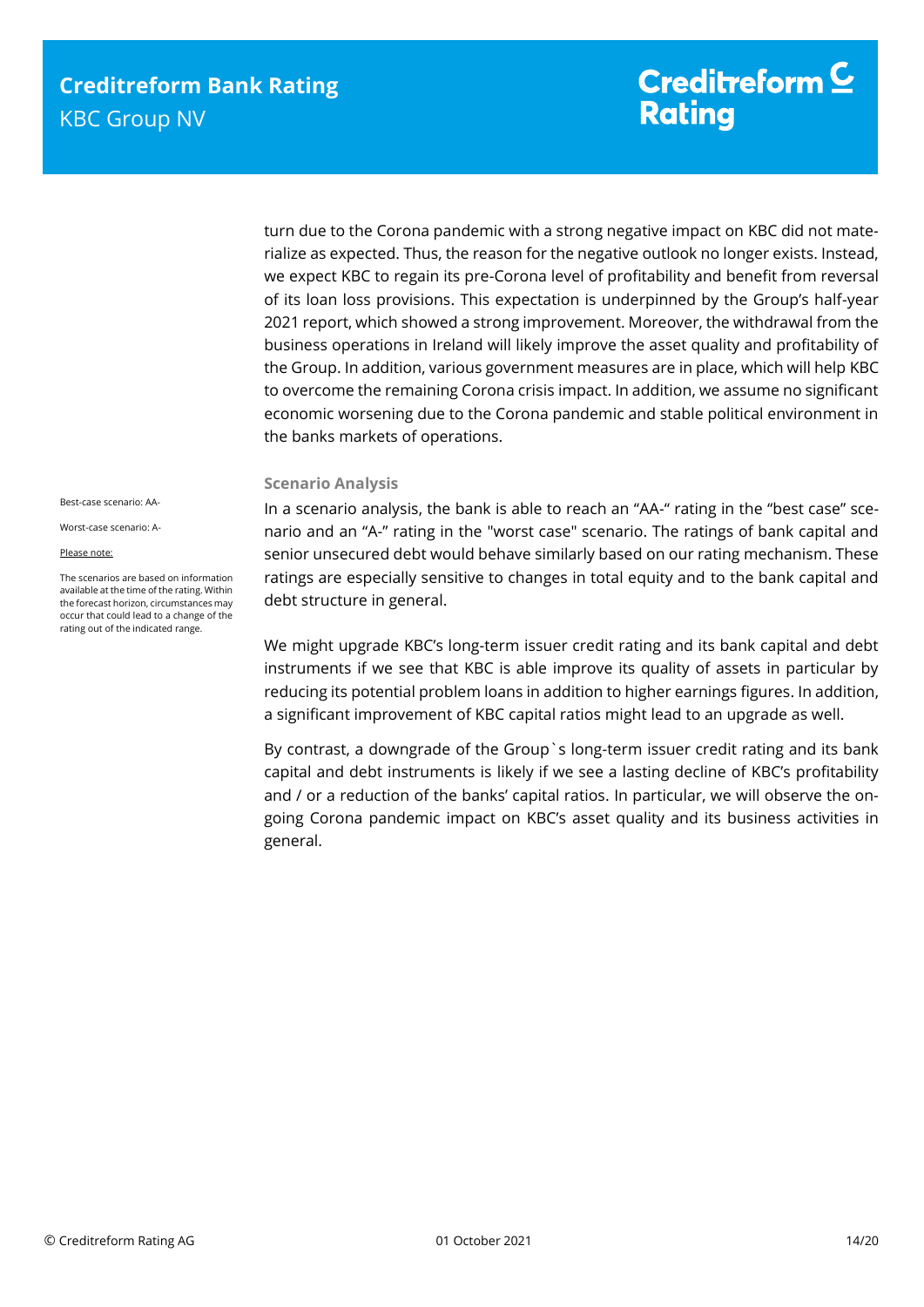turn due to the Corona pandemic with a strong negative impact on KBC did not materialize as expected. Thus, the reason for the negative outlook no longer exists. Instead, we expect KBC to regain its pre-Corona level of profitability and benefit from reversal of its loan loss provisions. This expectation is underpinned by the Group's half-year 2021 report, which showed a strong improvement. Moreover, the withdrawal from the business operations in Ireland will likely improve the asset quality and profitability of the Group. In addition, various government measures are in place, which will help KBC to overcome the remaining Corona crisis impact. In addition, we assume no significant economic worsening due to the Corona pandemic and stable political environment in the banks markets of operations.

### Scenario Analysis

Best-case scenario: AA-

Worst-case scenario: A-

Please note:

The scenarios are based on information available at the time of the rating. Within the forecast horizon, circumstances may occur that could lead to a change of the rating out of the indicated range.

In a scenario analysis, the bank is able to reach an "AA-" rating in the "best case" scenario and an "A-" rating in the "worst case" scenario. The ratings of bank capital and senior unsecured debt would behave similarly based on our rating mechanism. These ratings are especially sensitive to changes in total equity and to the bank capital and debt structure in general.

We might upgrade KBC's long-term issuer credit rating and its bank capital and debt instruments if we see that KBC is able improve its quality of assets in particular by reducing its potential problem loans in addition to higher earnings figures. In addition, a significant improvement of KBC capital ratios might lead to an upgrade as well.

By contrast, a downgrade of the Group`s long-term issuer credit rating and its bank capital and debt instruments is likely if we see a lasting decline of KBC's profitability and / or a reduction of the banks' capital ratios. In particular, we will observe the ongoing Corona pandemic impact on KBC's asset quality and its business activities in general.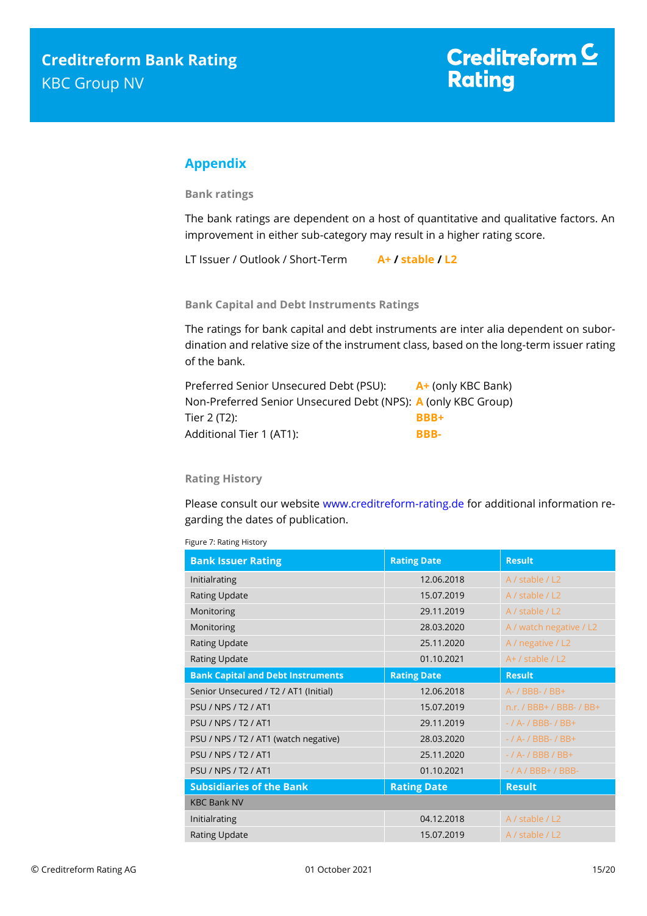## Appendix

### Bank ratings

The bank ratings are dependent on a host of quantitative and qualitative factors. An improvement in either sub-category may result in a higher rating score.

LT Issuer / Outlook / Short-Term **A+ / stable / L2**

### Bank Capital and Debt Instruments Ratings

The ratings for bank capital and debt instruments are inter alia dependent on subordination and relative size of the instrument class, based on the long-term issuer rating of the bank.

Preferred Senior Unsecured Debt (PSU): **A+** (only KBC Bank)
Non-Preferred Senior Unsecured Debt (NPS): **A** (only KBC Group)
Tier 2 (T2): **BBB+**
Additional Tier 1 (AT1): **BBB-**

### Rating History

Please consult our website www.creditreform-rating.de for additional information regarding the dates of publication.

Figure 7: Rating History

| Bank Issuer Rating | Rating Date | Result |
|---|---|---|
| Initialrating | 12.06.2018 | A / stable / L2 |
| Rating Update | 15.07.2019 | A / stable / L2 |
| Monitoring | 29.11.2019 | A / stable / L2 |
| Monitoring | 28.03.2020 | A / watch negative / L2 |
| Rating Update | 25.11.2020 | A / negative / L2 |
| Rating Update | 01.10.2021 | A+ / stable / L2 |
| **Bank Capital and Debt Instruments** | **Rating Date** | **Result** |
| Senior Unsecured / T2 / AT1 (Initial) | 12.06.2018 | A- / BBB- / BB+ |
| PSU / NPS / T2 / AT1 | 15.07.2019 | n.r. / BBB+ / BBB- / BB+ |
| PSU / NPS / T2 / AT1 | 29.11.2019 | - / A- / BBB- / BB+ |
| PSU / NPS / T2 / AT1 (watch negative) | 28.03.2020 | - / A- / BBB- / BB+ |
| PSU / NPS / T2 / AT1 | 25.11.2020 | - / A- / BBB / BB+ |
| PSU / NPS / T2 / AT1 | 01.10.2021 | - / A / BBB+ / BBB- |
| **Subsidiaries of the Bank** | **Rating Date** | **Result** |
| KBC Bank NV | | |
| Initialrating | 04.12.2018 | A / stable / L2 |
| Rating Update | 15.07.2019 | A / stable / L2 |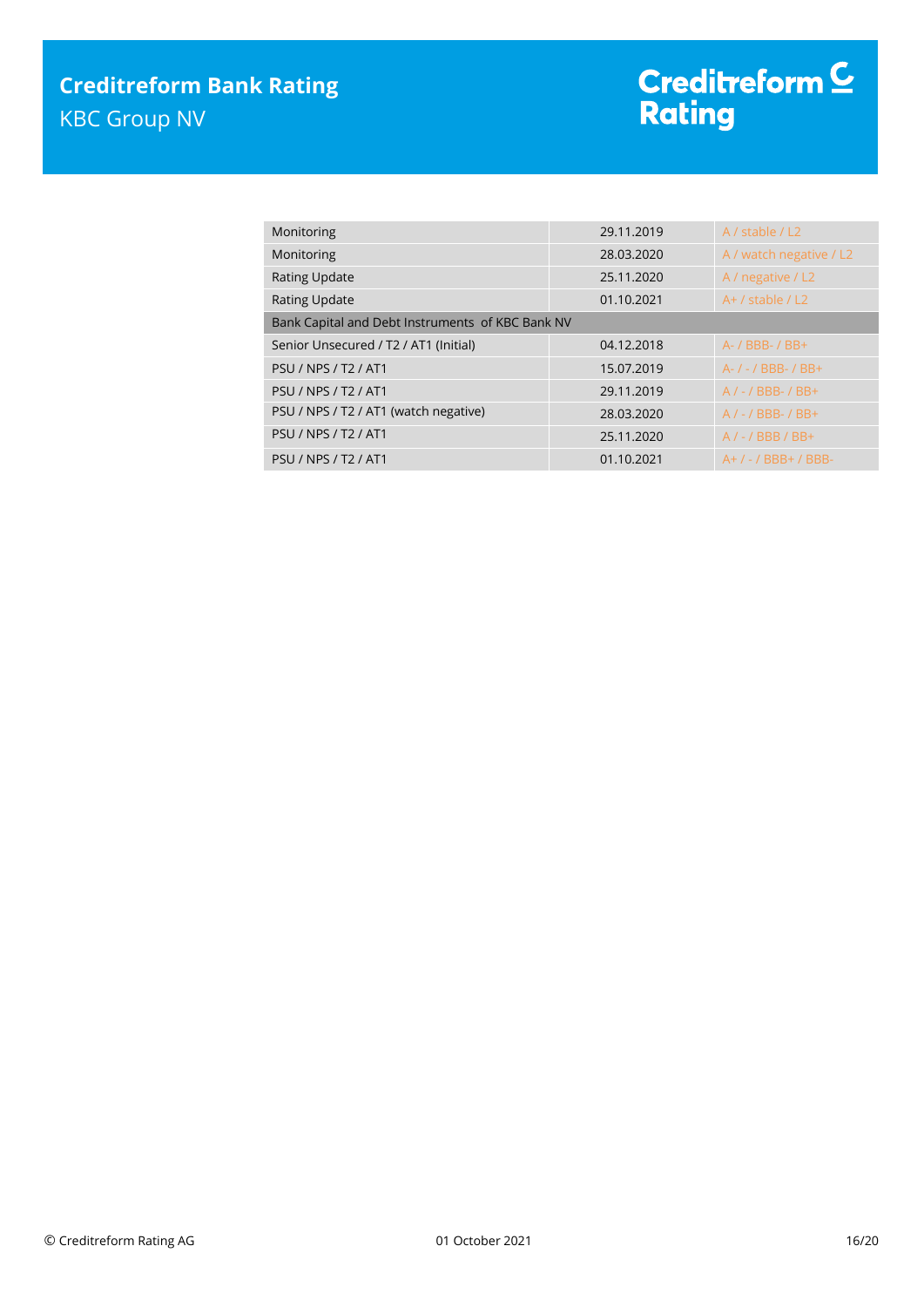| | | |
|---|---|---|
| Monitoring | 29.11.2019 | A / stable / L2 |
| Monitoring | 28.03.2020 | A / watch negative / L2 |
| Rating Update | 25.11.2020 | A / negative / L2 |
| Rating Update | 01.10.2021 | A+ / stable / L2 |
| Bank Capital and Debt Instruments of KBC Bank NV | | |
| Senior Unsecured / T2 / AT1 (Initial) | 04.12.2018 | A- / BBB- / BB+ |
| PSU / NPS / T2 / AT1 | 15.07.2019 | A- / - / BBB- / BB+ |
| PSU / NPS / T2 / AT1 | 29.11.2019 | A / - / BBB- / BB+ |
| PSU / NPS / T2 / AT1 (watch negative) | 28.03.2020 | A / - / BBB- / BB+ |
| PSU / NPS / T2 / AT1 | 25.11.2020 | A / - / BBB / BB+ |
| PSU / NPS / T2 / AT1 | 01.10.2021 | A+ / - / BBB+ / BBB- |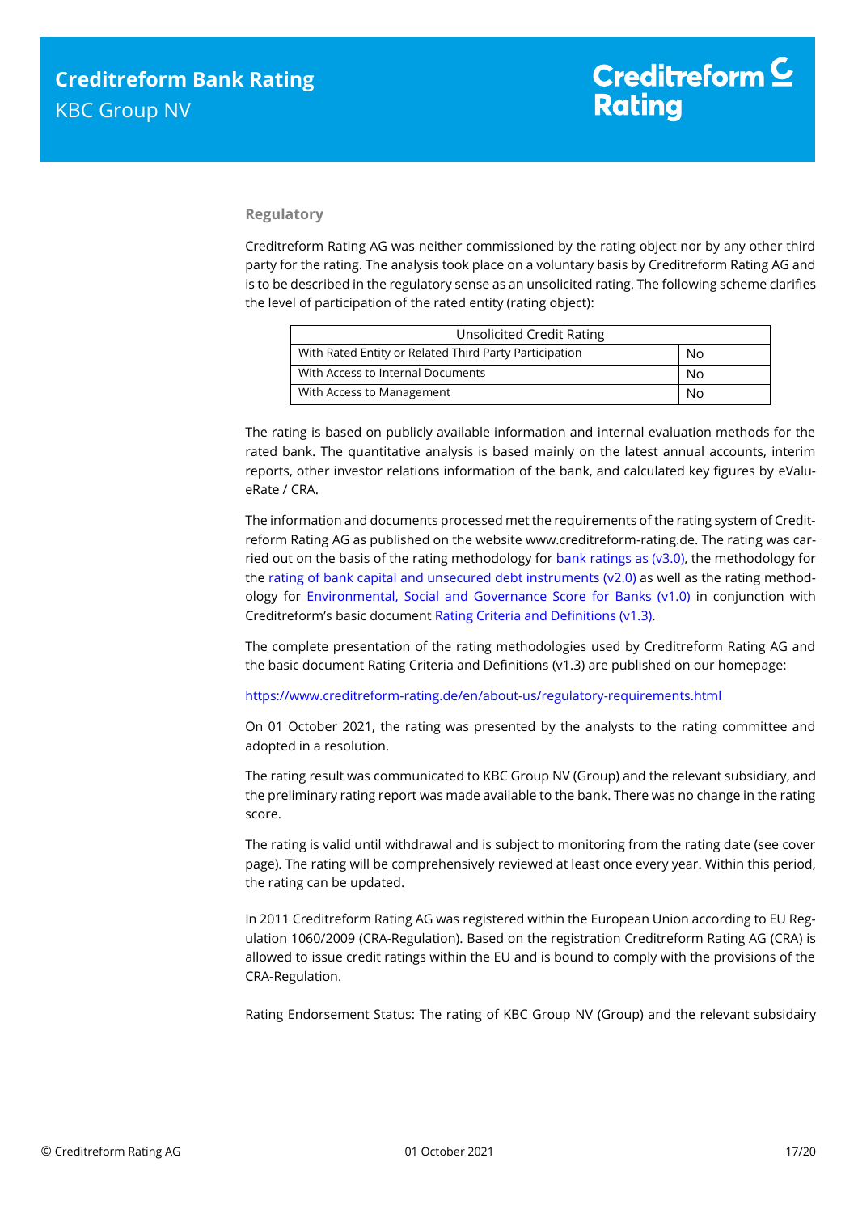### Regulatory

Creditreform Rating AG was neither commissioned by the rating object nor by any other third party for the rating. The analysis took place on a voluntary basis by Creditreform Rating AG and is to be described in the regulatory sense as an unsolicited rating. The following scheme clarifies the level of participation of the rated entity (rating object):

| Unsolicited Credit Rating | |
|---|---|
| With Rated Entity or Related Third Party Participation | No |
| With Access to Internal Documents | No |
| With Access to Management | No |

The rating is based on publicly available information and internal evaluation methods for the rated bank. The quantitative analysis is based mainly on the latest annual accounts, interim reports, other investor relations information of the bank, and calculated key figures by eValueRate / CRA.

The information and documents processed met the requirements of the rating system of Creditreform Rating AG as published on the website www.creditreform-rating.de. The rating was carried out on the basis of the rating methodology for bank ratings as (v3.0), the methodology for the rating of bank capital and unsecured debt instruments (v2.0) as well as the rating methodology for Environmental, Social and Governance Score for Banks (v1.0) in conjunction with Creditreform's basic document Rating Criteria and Definitions (v1.3).

The complete presentation of the rating methodologies used by Creditreform Rating AG and the basic document Rating Criteria and Definitions (v1.3) are published on our homepage:

https://www.creditreform-rating.de/en/about-us/regulatory-requirements.html

On 01 October 2021, the rating was presented by the analysts to the rating committee and adopted in a resolution.

The rating result was communicated to KBC Group NV (Group) and the relevant subsidiary, and the preliminary rating report was made available to the bank. There was no change in the rating score.

The rating is valid until withdrawal and is subject to monitoring from the rating date (see cover page). The rating will be comprehensively reviewed at least once every year. Within this period, the rating can be updated.

In 2011 Creditreform Rating AG was registered within the European Union according to EU Regulation 1060/2009 (CRA-Regulation). Based on the registration Creditreform Rating AG (CRA) is allowed to issue credit ratings within the EU and is bound to comply with the provisions of the CRA-Regulation.

Rating Endorsement Status: The rating of KBC Group NV (Group) and the relevant subsidairy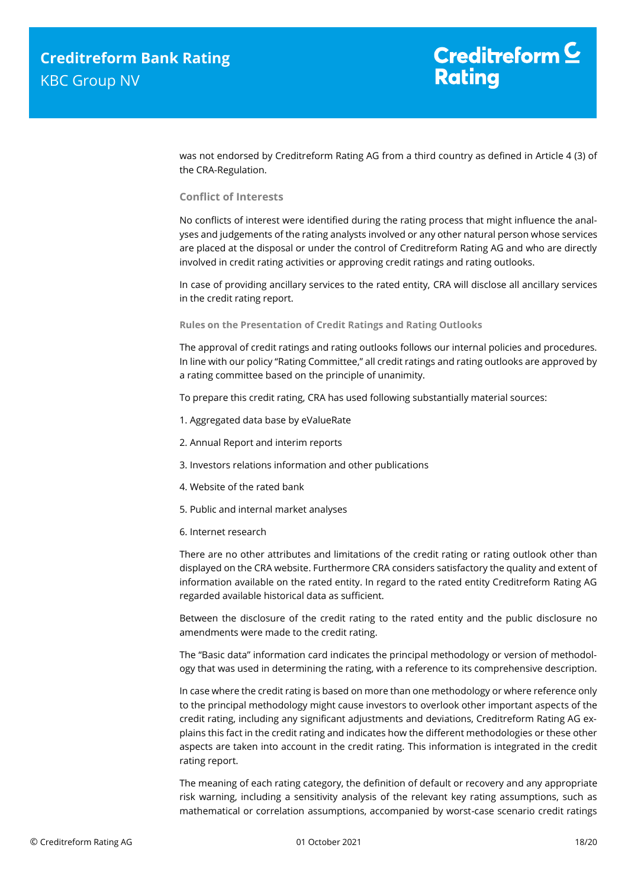was not endorsed by Creditreform Rating AG from a third country as defined in Article 4 (3) of the CRA-Regulation.

### Conflict of Interests

No conflicts of interest were identified during the rating process that might influence the analyses and judgements of the rating analysts involved or any other natural person whose services are placed at the disposal or under the control of Creditreform Rating AG and who are directly involved in credit rating activities or approving credit ratings and rating outlooks.

In case of providing ancillary services to the rated entity, CRA will disclose all ancillary services in the credit rating report.

#### Rules on the Presentation of Credit Ratings and Rating Outlooks

The approval of credit ratings and rating outlooks follows our internal policies and procedures. In line with our policy "Rating Committee," all credit ratings and rating outlooks are approved by a rating committee based on the principle of unanimity.

To prepare this credit rating, CRA has used following substantially material sources:

1. Aggregated data base by eValueRate
2. Annual Report and interim reports
3. Investors relations information and other publications
4. Website of the rated bank
5. Public and internal market analyses
6. Internet research

There are no other attributes and limitations of the credit rating or rating outlook other than displayed on the CRA website. Furthermore CRA considers satisfactory the quality and extent of information available on the rated entity. In regard to the rated entity Creditreform Rating AG regarded available historical data as sufficient.

Between the disclosure of the credit rating to the rated entity and the public disclosure no amendments were made to the credit rating.

The "Basic data" information card indicates the principal methodology or version of methodology that was used in determining the rating, with a reference to its comprehensive description.

In case where the credit rating is based on more than one methodology or where reference only to the principal methodology might cause investors to overlook other important aspects of the credit rating, including any significant adjustments and deviations, Creditreform Rating AG explains this fact in the credit rating and indicates how the different methodologies or these other aspects are taken into account in the credit rating. This information is integrated in the credit rating report.

The meaning of each rating category, the definition of default or recovery and any appropriate risk warning, including a sensitivity analysis of the relevant key rating assumptions, such as mathematical or correlation assumptions, accompanied by worst-case scenario credit ratings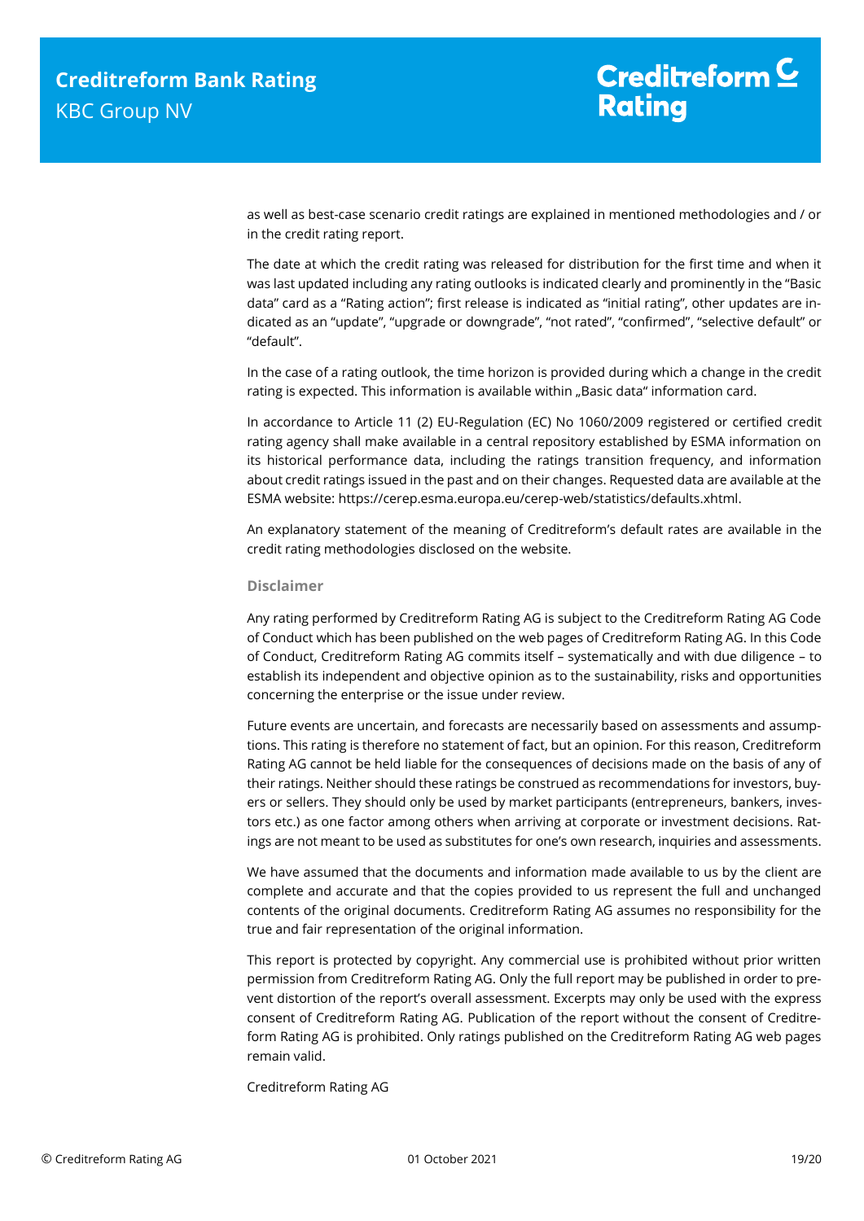as well as best-case scenario credit ratings are explained in mentioned methodologies and / or in the credit rating report.

The date at which the credit rating was released for distribution for the first time and when it was last updated including any rating outlooks is indicated clearly and prominently in the "Basic data" card as a "Rating action"; first release is indicated as "initial rating", other updates are indicated as an "update", "upgrade or downgrade", "not rated", "confirmed", "selective default" or "default".

In the case of a rating outlook, the time horizon is provided during which a change in the credit rating is expected. This information is available within „Basic data" information card.

In accordance to Article 11 (2) EU-Regulation (EC) No 1060/2009 registered or certified credit rating agency shall make available in a central repository established by ESMA information on its historical performance data, including the ratings transition frequency, and information about credit ratings issued in the past and on their changes. Requested data are available at the ESMA website: https://cerep.esma.europa.eu/cerep-web/statistics/defaults.xhtml.

An explanatory statement of the meaning of Creditreform's default rates are available in the credit rating methodologies disclosed on the website.

### Disclaimer

Any rating performed by Creditreform Rating AG is subject to the Creditreform Rating AG Code of Conduct which has been published on the web pages of Creditreform Rating AG. In this Code of Conduct, Creditreform Rating AG commits itself – systematically and with due diligence – to establish its independent and objective opinion as to the sustainability, risks and opportunities concerning the enterprise or the issue under review.

Future events are uncertain, and forecasts are necessarily based on assessments and assumptions. This rating is therefore no statement of fact, but an opinion. For this reason, Creditreform Rating AG cannot be held liable for the consequences of decisions made on the basis of any of their ratings. Neither should these ratings be construed as recommendations for investors, buyers or sellers. They should only be used by market participants (entrepreneurs, bankers, investors etc.) as one factor among others when arriving at corporate or investment decisions. Ratings are not meant to be used as substitutes for one's own research, inquiries and assessments.

We have assumed that the documents and information made available to us by the client are complete and accurate and that the copies provided to us represent the full and unchanged contents of the original documents. Creditreform Rating AG assumes no responsibility for the true and fair representation of the original information.

This report is protected by copyright. Any commercial use is prohibited without prior written permission from Creditreform Rating AG. Only the full report may be published in order to prevent distortion of the report's overall assessment. Excerpts may only be used with the express consent of Creditreform Rating AG. Publication of the report without the consent of Creditreform Rating AG is prohibited. Only ratings published on the Creditreform Rating AG web pages remain valid.

Creditreform Rating AG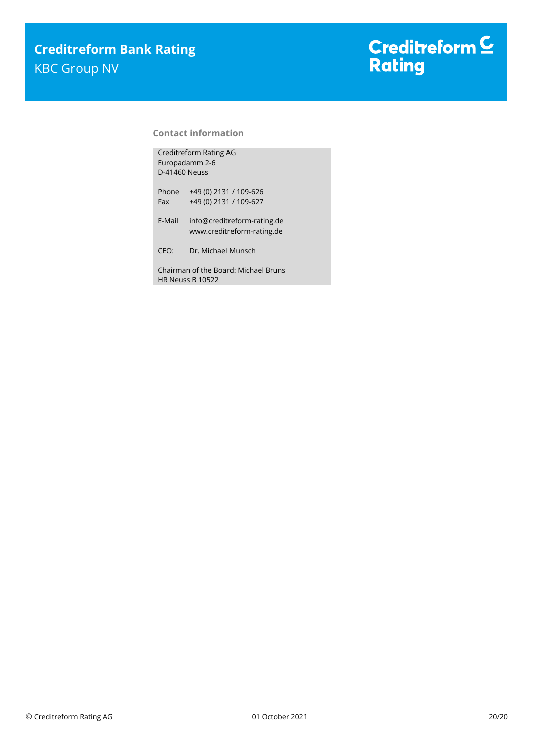### Contact information

Creditreform Rating AG
Europadamm 2-6
D-41460 Neuss

Phone +49 (0) 2131 / 109-626
Fax +49 (0) 2131 / 109-627

E-Mail info@creditreform-rating.de
www.creditreform-rating.de

CEO: Dr. Michael Munsch

Chairman of the Board: Michael Bruns
HR Neuss B 10522